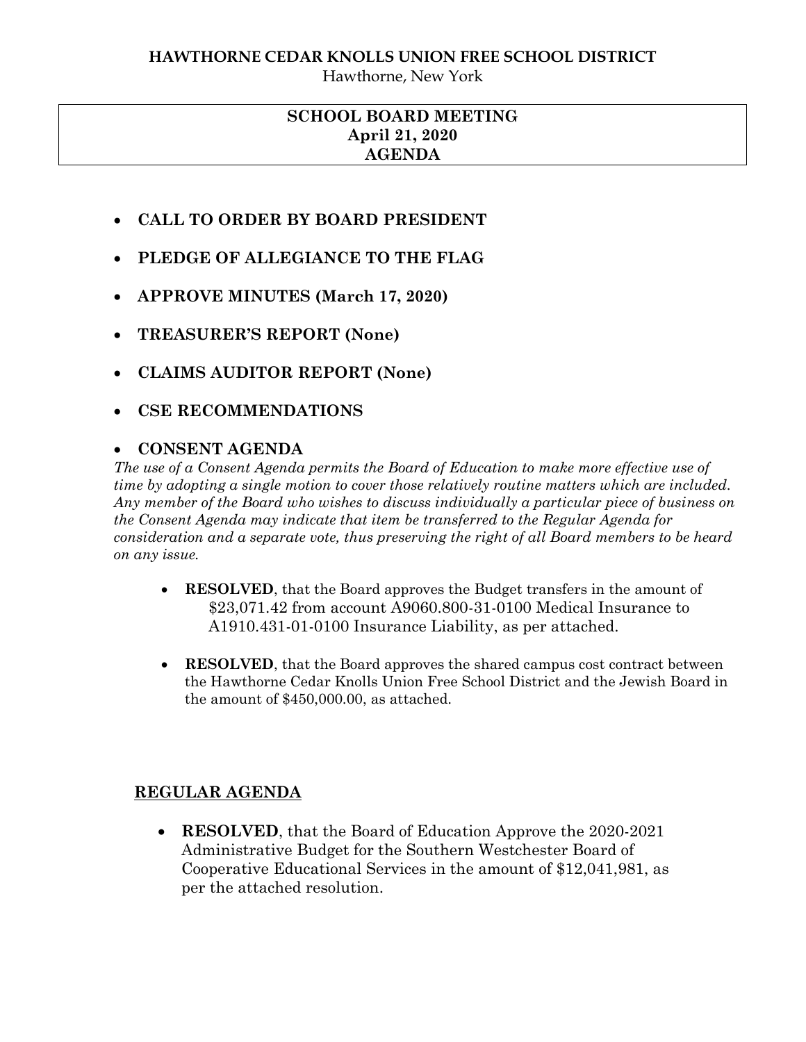**HAWTHORNE CEDAR KNOLLS UNION FREE SCHOOL DISTRICT**

Hawthorne, New York

# SCHOOL BOARD MEETING
## April 21, 2020
## AGENDA

- **CALL TO ORDER BY BOARD PRESIDENT**
- **PLEDGE OF ALLEGIANCE TO THE FLAG**
- **APPROVE MINUTES (March 17, 2020)**
- **TREASURER'S REPORT (None)**
- **CLAIMS AUDITOR REPORT (None)**
- **CSE RECOMMENDATIONS**
- **CONSENT AGENDA**

*The use of a Consent Agenda permits the Board of Education to make more effective use of time by adopting a single motion to cover those relatively routine matters which are included. Any member of the Board who wishes to discuss individually a particular piece of business on the Consent Agenda may indicate that item be transferred to the Regular Agenda for consideration and a separate vote, thus preserving the right of all Board members to be heard on any issue.*

  - **RESOLVED**, that the Board approves the Budget transfers in the amount of $23,071.42 from account A9060.800-31-0100 Medical Insurance to A1910.431-01-0100 Insurance Liability, as per attached.
  - **RESOLVED**, that the Board approves the shared campus cost contract between the Hawthorne Cedar Knolls Union Free School District and the Jewish Board in the amount of $450,000.00, as attached.

**REGULAR AGENDA**

- **RESOLVED**, that the Board of Education Approve the 2020-2021 Administrative Budget for the Southern Westchester Board of Cooperative Educational Services in the amount of $12,041,981, as per the attached resolution.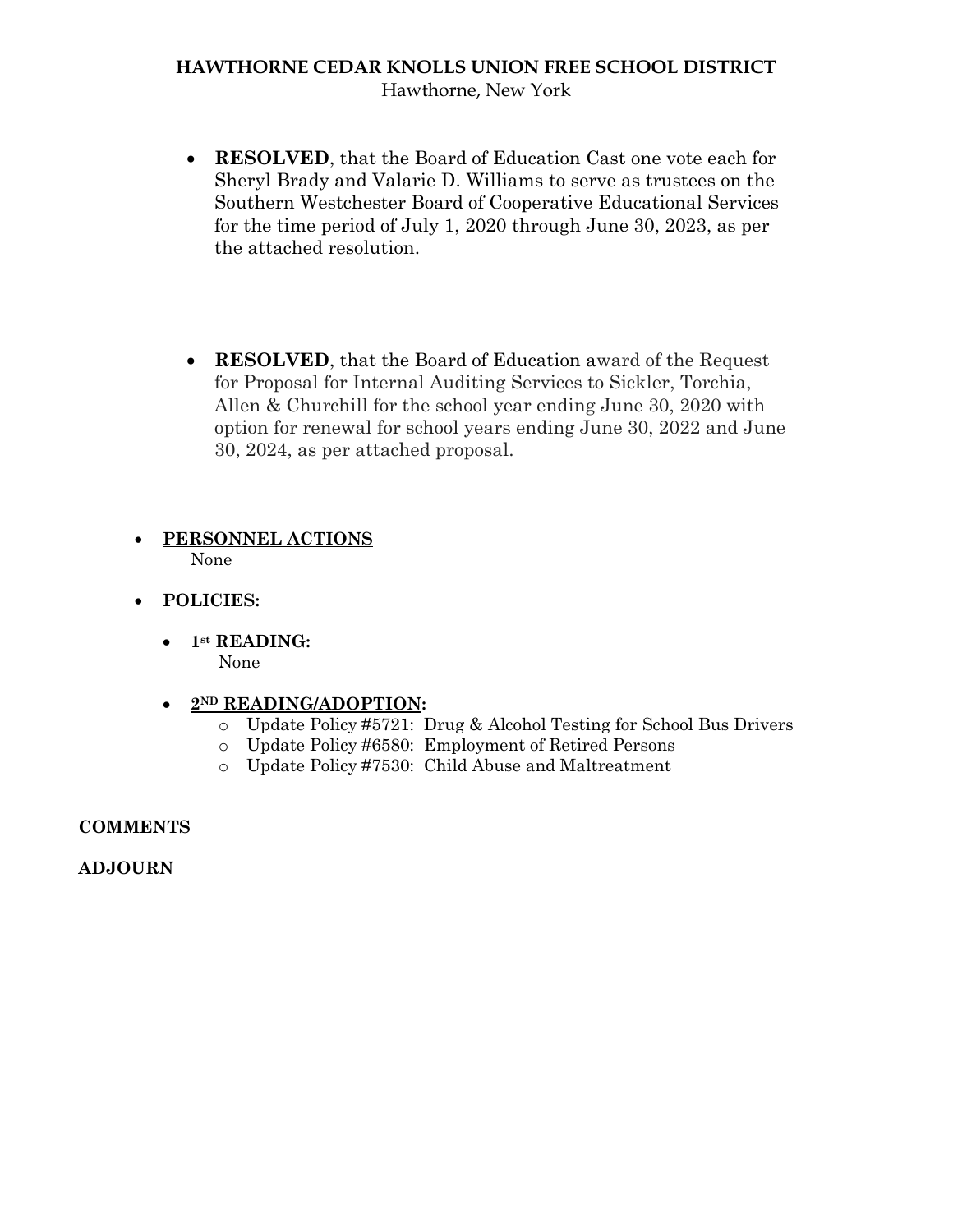**HAWTHORNE CEDAR KNOLLS UNION FREE SCHOOL DISTRICT**
Hawthorne, New York

- **RESOLVED**, that the Board of Education Cast one vote each for Sheryl Brady and Valarie D. Williams to serve as trustees on the Southern Westchester Board of Cooperative Educational Services for the time period of July 1, 2020 through June 30, 2023, as per the attached resolution.

- **RESOLVED**, that the Board of Education award of the Request for Proposal for Internal Auditing Services to Sickler, Torchia, Allen & Churchill for the school year ending June 30, 2020 with option for renewal for school years ending June 30, 2022 and June 30, 2024, as per attached proposal.

- **PERSONNEL ACTIONS**
  None

- **POLICIES:**

  - **1st READING:**
    None

  - **2ND READING/ADOPTION:**
    - Update Policy #5721: Drug & Alcohol Testing for School Bus Drivers
    - Update Policy #6580: Employment of Retired Persons
    - Update Policy #7530: Child Abuse and Maltreatment

**COMMENTS**

**ADJOURN**